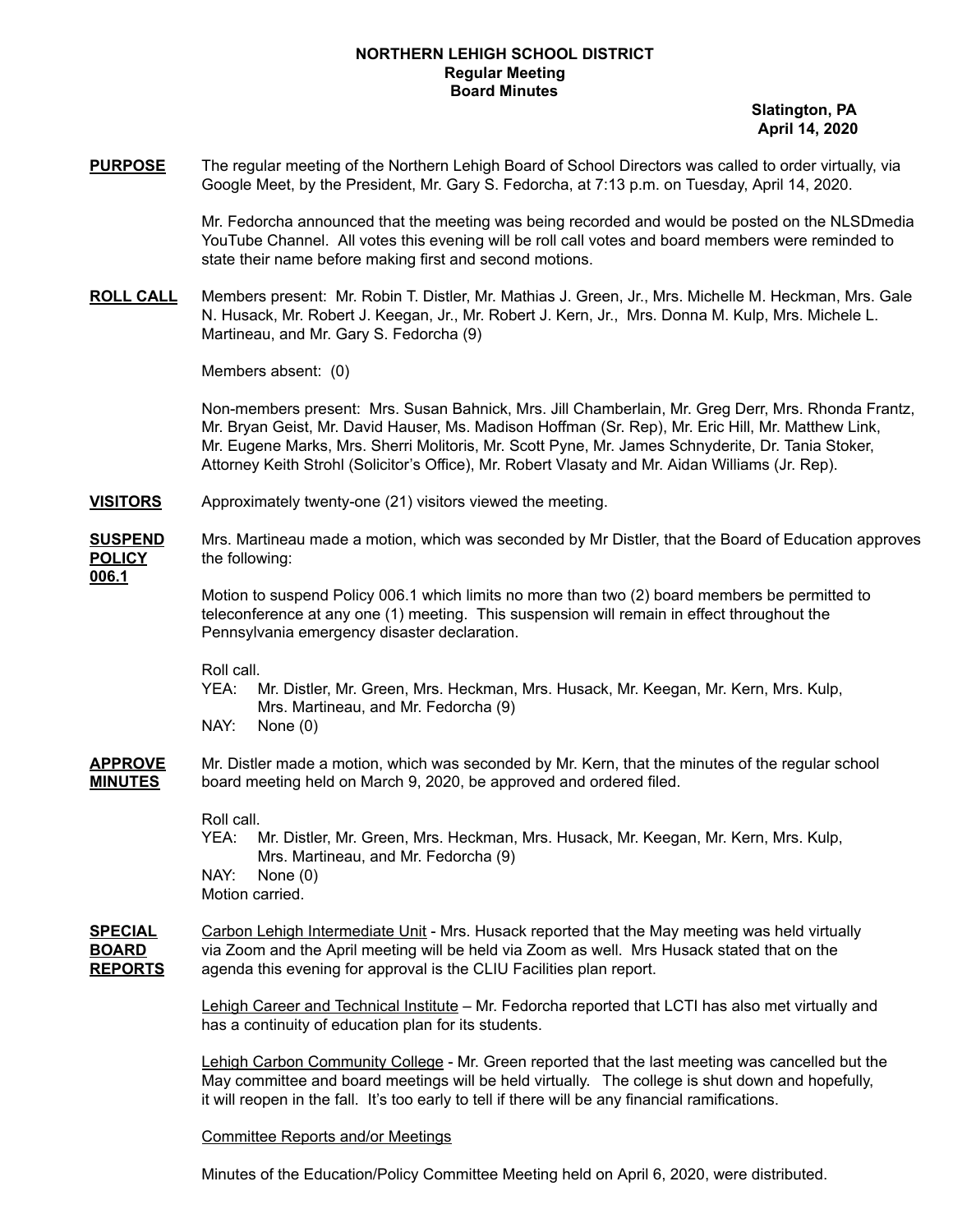**NORTHERN LEHIGH SCHOOL DISTRICT**
**Regular Meeting**
**Board Minutes**

**Slatington, PA**
**April 14, 2020**

**PURPOSE** The regular meeting of the Northern Lehigh Board of School Directors was called to order virtually, via Google Meet, by the President, Mr. Gary S. Fedorcha, at 7:13 p.m. on Tuesday, April 14, 2020.

Mr. Fedorcha announced that the meeting was being recorded and would be posted on the NLSDmedia YouTube Channel. All votes this evening will be roll call votes and board members were reminded to state their name before making first and second motions.

**ROLL CALL** Members present: Mr. Robin T. Distler, Mr. Mathias J. Green, Jr., Mrs. Michelle M. Heckman, Mrs. Gale N. Husack, Mr. Robert J. Keegan, Jr., Mr. Robert J. Kern, Jr., Mrs. Donna M. Kulp, Mrs. Michele L. Martineau, and Mr. Gary S. Fedorcha (9)

Members absent: (0)

Non-members present: Mrs. Susan Bahnick, Mrs. Jill Chamberlain, Mr. Greg Derr, Mrs. Rhonda Frantz, Mr. Bryan Geist, Mr. David Hauser, Ms. Madison Hoffman (Sr. Rep), Mr. Eric Hill, Mr. Matthew Link, Mr. Eugene Marks, Mrs. Sherri Molitoris, Mr. Scott Pyne, Mr. James Schnyderite, Dr. Tania Stoker, Attorney Keith Strohl (Solicitor's Office), Mr. Robert Vlasaty and Mr. Aidan Williams (Jr. Rep).

**VISITORS** Approximately twenty-one (21) visitors viewed the meeting.

**SUSPEND POLICY 006.1** Mrs. Martineau made a motion, which was seconded by Mr Distler, that the Board of Education approves the following:

Motion to suspend Policy 006.1 which limits no more than two (2) board members be permitted to teleconference at any one (1) meeting. This suspension will remain in effect throughout the Pennsylvania emergency disaster declaration.

Roll call.
YEA: Mr. Distler, Mr. Green, Mrs. Heckman, Mrs. Husack, Mr. Keegan, Mr. Kern, Mrs. Kulp, Mrs. Martineau, and Mr. Fedorcha (9)
NAY: None (0)

**APPROVE MINUTES** Mr. Distler made a motion, which was seconded by Mr. Kern, that the minutes of the regular school board meeting held on March 9, 2020, be approved and ordered filed.

Roll call.
YEA: Mr. Distler, Mr. Green, Mrs. Heckman, Mrs. Husack, Mr. Keegan, Mr. Kern, Mrs. Kulp, Mrs. Martineau, and Mr. Fedorcha (9)
NAY: None (0)
Motion carried.

**SPECIAL BOARD REPORTS** Carbon Lehigh Intermediate Unit - Mrs. Husack reported that the May meeting was held virtually via Zoom and the April meeting will be held via Zoom as well. Mrs Husack stated that on the agenda this evening for approval is the CLIU Facilities plan report.

Lehigh Career and Technical Institute – Mr. Fedorcha reported that LCTI has also met virtually and has a continuity of education plan for its students.

Lehigh Carbon Community College - Mr. Green reported that the last meeting was cancelled but the May committee and board meetings will be held virtually. The college is shut down and hopefully, it will reopen in the fall. It's too early to tell if there will be any financial ramifications.

Committee Reports and/or Meetings

Minutes of the Education/Policy Committee Meeting held on April 6, 2020, were distributed.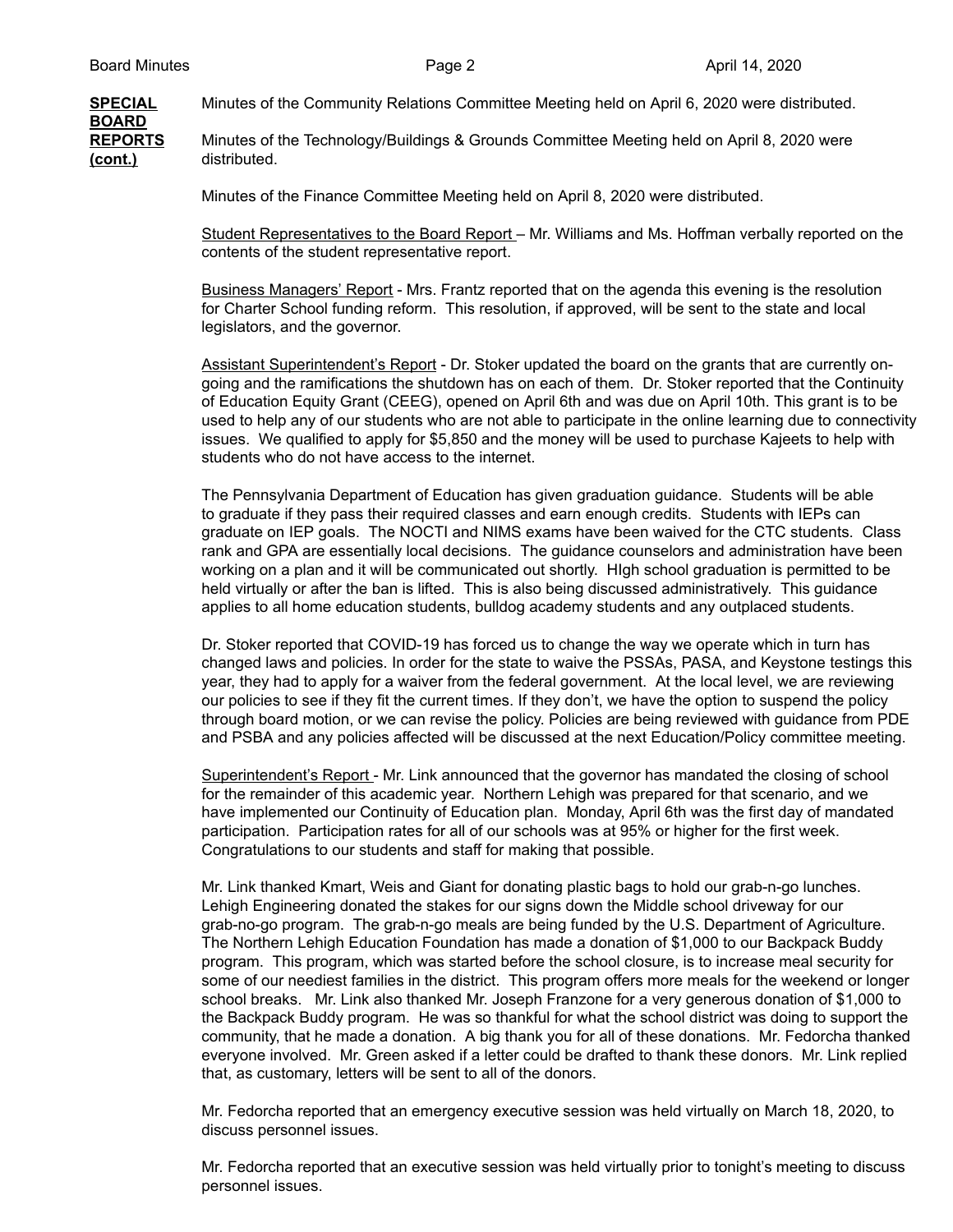**SPECIAL BOARD REPORTS (cont.)**

Minutes of the Community Relations Committee Meeting held on April 6, 2020 were distributed.

Minutes of the Technology/Buildings & Grounds Committee Meeting held on April 8, 2020 were distributed.

Minutes of the Finance Committee Meeting held on April 8, 2020 were distributed.

Student Representatives to the Board Report – Mr. Williams and Ms. Hoffman verbally reported on the contents of the student representative report.

Business Managers' Report - Mrs. Frantz reported that on the agenda this evening is the resolution for Charter School funding reform. This resolution, if approved, will be sent to the state and local legislators, and the governor.

Assistant Superintendent's Report - Dr. Stoker updated the board on the grants that are currently on-going and the ramifications the shutdown has on each of them. Dr. Stoker reported that the Continuity of Education Equity Grant (CEEG), opened on April 6th and was due on April 10th. This grant is to be used to help any of our students who are not able to participate in the online learning due to connectivity issues. We qualified to apply for $5,850 and the money will be used to purchase Kajeets to help with students who do not have access to the internet.

The Pennsylvania Department of Education has given graduation guidance. Students will be able to graduate if they pass their required classes and earn enough credits. Students with IEPs can graduate on IEP goals. The NOCTI and NIMS exams have been waived for the CTC students. Class rank and GPA are essentially local decisions. The guidance counselors and administration have been working on a plan and it will be communicated out shortly. HIgh school graduation is permitted to be held virtually or after the ban is lifted. This is also being discussed administratively. This guidance applies to all home education students, bulldog academy students and any outplaced students.

Dr. Stoker reported that COVID-19 has forced us to change the way we operate which in turn has changed laws and policies. In order for the state to waive the PSSAs, PASA, and Keystone testings this year, they had to apply for a waiver from the federal government. At the local level, we are reviewing our policies to see if they fit the current times. If they don't, we have the option to suspend the policy through board motion, or we can revise the policy. Policies are being reviewed with guidance from PDE and PSBA and any policies affected will be discussed at the next Education/Policy committee meeting.

Superintendent's Report - Mr. Link announced that the governor has mandated the closing of school for the remainder of this academic year. Northern Lehigh was prepared for that scenario, and we have implemented our Continuity of Education plan. Monday, April 6th was the first day of mandated participation. Participation rates for all of our schools was at 95% or higher for the first week. Congratulations to our students and staff for making that possible.

Mr. Link thanked Kmart, Weis and Giant for donating plastic bags to hold our grab-n-go lunches. Lehigh Engineering donated the stakes for our signs down the Middle school driveway for our grab-no-go program. The grab-n-go meals are being funded by the U.S. Department of Agriculture. The Northern Lehigh Education Foundation has made a donation of $1,000 to our Backpack Buddy program. This program, which was started before the school closure, is to increase meal security for some of our neediest families in the district. This program offers more meals for the weekend or longer school breaks. Mr. Link also thanked Mr. Joseph Franzone for a very generous donation of $1,000 to the Backpack Buddy program. He was so thankful for what the school district was doing to support the community, that he made a donation. A big thank you for all of these donations. Mr. Fedorcha thanked everyone involved. Mr. Green asked if a letter could be drafted to thank these donors. Mr. Link replied that, as customary, letters will be sent to all of the donors.

Mr. Fedorcha reported that an emergency executive session was held virtually on March 18, 2020, to discuss personnel issues.

Mr. Fedorcha reported that an executive session was held virtually prior to tonight's meeting to discuss personnel issues.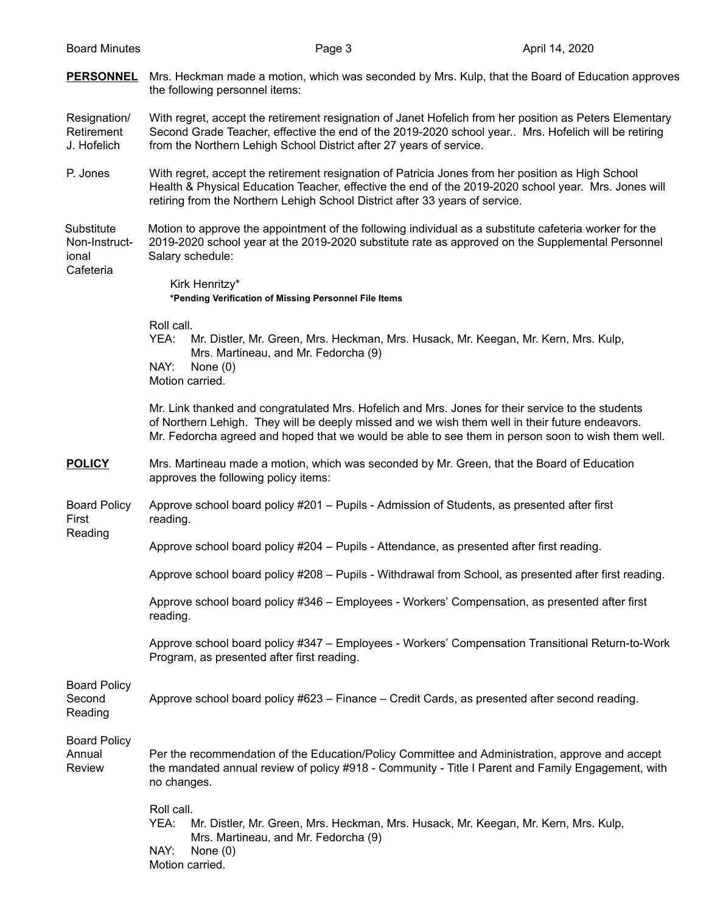**PERSONNEL** Mrs. Heckman made a motion, which was seconded by Mrs. Kulp, that the Board of Education approves the following personnel items:

Resignation/ Retirement J. Hofelich

With regret, accept the retirement resignation of Janet Hofelich from her position as Peters Elementary Second Grade Teacher, effective the end of the 2019-2020 school year.. Mrs. Hofelich will be retiring from the Northern Lehigh School District after 27 years of service.

P. Jones

With regret, accept the retirement resignation of Patricia Jones from her position as High School Health & Physical Education Teacher, effective the end of the 2019-2020 school year. Mrs. Jones will retiring from the Northern Lehigh School District after 33 years of service.

Substitute Non-Instructional Cafeteria

Motion to approve the appointment of the following individual as a substitute cafeteria worker for the 2019-2020 school year at the 2019-2020 substitute rate as approved on the Supplemental Personnel Salary schedule:

Kirk Henritzy*
**\*Pending Verification of Missing Personnel File Items**

Roll call.
YEA: Mr. Distler, Mr. Green, Mrs. Heckman, Mrs. Husack, Mr. Keegan, Mr. Kern, Mrs. Kulp, Mrs. Martineau, and Mr. Fedorcha (9)
NAY: None (0)
Motion carried.

Mr. Link thanked and congratulated Mrs. Hofelich and Mrs. Jones for their service to the students of Northern Lehigh. They will be deeply missed and we wish them well in their future endeavors. Mr. Fedorcha agreed and hoped that we would be able to see them in person soon to wish them well.

**POLICY** Mrs. Martineau made a motion, which was seconded by Mr. Green, that the Board of Education approves the following policy items:

Board Policy First Reading

Approve school board policy #201 – Pupils - Admission of Students, as presented after first reading.

Approve school board policy #204 – Pupils - Attendance, as presented after first reading.

Approve school board policy #208 – Pupils - Withdrawal from School, as presented after first reading.

Approve school board policy #346 – Employees - Workers' Compensation, as presented after first reading.

Approve school board policy #347 – Employees - Workers' Compensation Transitional Return-to-Work Program, as presented after first reading.

Board Policy Second Reading

Approve school board policy #623 – Finance – Credit Cards, as presented after second reading.

Board Policy Annual Review

Per the recommendation of the Education/Policy Committee and Administration, approve and accept the mandated annual review of policy #918 - Community - Title I Parent and Family Engagement, with no changes.

Roll call.
YEA: Mr. Distler, Mr. Green, Mrs. Heckman, Mrs. Husack, Mr. Keegan, Mr. Kern, Mrs. Kulp, Mrs. Martineau, and Mr. Fedorcha (9)
NAY: None (0)
Motion carried.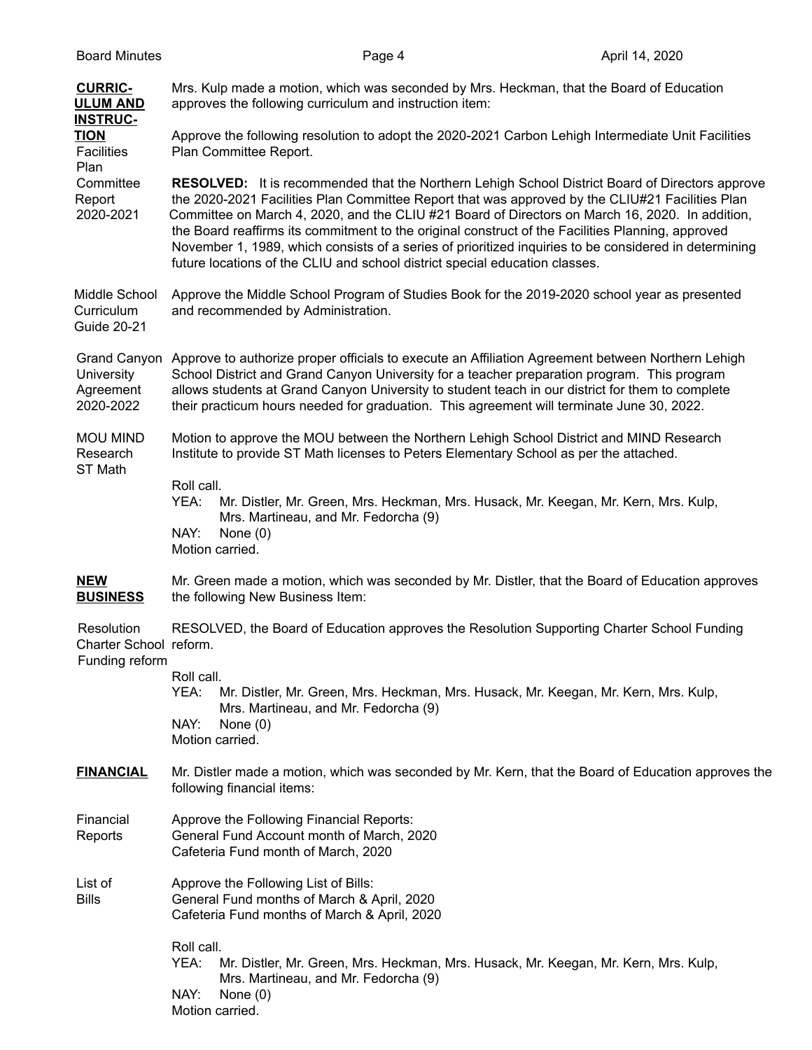**CURRICULUM AND INSTRUCTION**

Mrs. Kulp made a motion, which was seconded by Mrs. Heckman, that the Board of Education approves the following curriculum and instruction item:

Facilities Plan Committee Report 2020-2021

Approve the following resolution to adopt the 2020-2021 Carbon Lehigh Intermediate Unit Facilities Plan Committee Report.

**RESOLVED:** It is recommended that the Northern Lehigh School District Board of Directors approve the 2020-2021 Facilities Plan Committee Report that was approved by the CLIU#21 Facilities Plan Committee on March 4, 2020, and the CLIU #21 Board of Directors on March 16, 2020. In addition, the Board reaffirms its commitment to the original construct of the Facilities Planning, approved November 1, 1989, which consists of a series of prioritized inquiries to be considered in determining future locations of the CLIU and school district special education classes.

Middle School Curriculum Guide 20-21

Approve the Middle School Program of Studies Book for the 2019-2020 school year as presented and recommended by Administration.

Grand Canyon University Agreement 2020-2022

Approve to authorize proper officials to execute an Affiliation Agreement between Northern Lehigh School District and Grand Canyon University for a teacher preparation program. This program allows students at Grand Canyon University to student teach in our district for them to complete their practicum hours needed for graduation. This agreement will terminate June 30, 2022.

MOU MIND Research ST Math

Motion to approve the MOU between the Northern Lehigh School District and MIND Research Institute to provide ST Math licenses to Peters Elementary School as per the attached.

Roll call.
YEA: Mr. Distler, Mr. Green, Mrs. Heckman, Mrs. Husack, Mr. Keegan, Mr. Kern, Mrs. Kulp, Mrs. Martineau, and Mr. Fedorcha (9)
NAY: None (0)
Motion carried.

**NEW BUSINESS**

Mr. Green made a motion, which was seconded by Mr. Distler, that the Board of Education approves the following New Business Item:

Resolution Charter School Funding reform

RESOLVED, the Board of Education approves the Resolution Supporting Charter School Funding reform.

Roll call.
YEA: Mr. Distler, Mr. Green, Mrs. Heckman, Mrs. Husack, Mr. Keegan, Mr. Kern, Mrs. Kulp, Mrs. Martineau, and Mr. Fedorcha (9)
NAY: None (0)
Motion carried.

**FINANCIAL**

Mr. Distler made a motion, which was seconded by Mr. Kern, that the Board of Education approves the following financial items:

Financial Reports

Approve the Following Financial Reports:
General Fund Account month of March, 2020
Cafeteria Fund month of March, 2020

List of Bills

Approve the Following List of Bills:
General Fund months of March & April, 2020
Cafeteria Fund months of March & April, 2020

Roll call.
YEA: Mr. Distler, Mr. Green, Mrs. Heckman, Mrs. Husack, Mr. Keegan, Mr. Kern, Mrs. Kulp, Mrs. Martineau, and Mr. Fedorcha (9)
NAY: None (0)
Motion carried.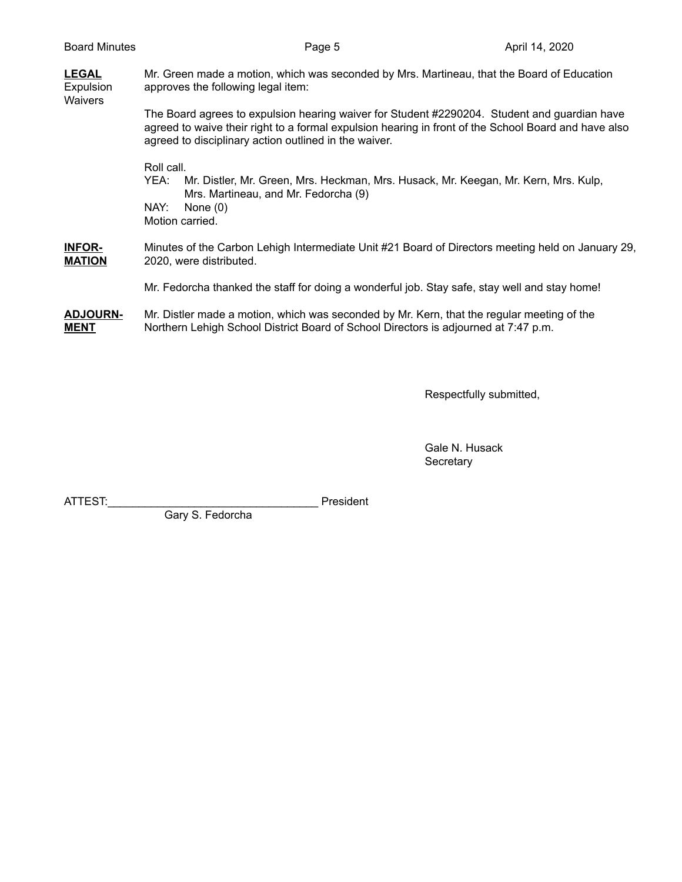**LEGAL**
Expulsion Waivers

Mr. Green made a motion, which was seconded by Mrs. Martineau, that the Board of Education approves the following legal item:

The Board agrees to expulsion hearing waiver for Student #2290204. Student and guardian have agreed to waive their right to a formal expulsion hearing in front of the School Board and have also agreed to disciplinary action outlined in the waiver.

Roll call.
YEA: Mr. Distler, Mr. Green, Mrs. Heckman, Mrs. Husack, Mr. Keegan, Mr. Kern, Mrs. Kulp, Mrs. Martineau, and Mr. Fedorcha (9)
NAY: None (0)
Motion carried.

**INFOR-MATION**

Minutes of the Carbon Lehigh Intermediate Unit #21 Board of Directors meeting held on January 29, 2020, were distributed.

Mr. Fedorcha thanked the staff for doing a wonderful job. Stay safe, stay well and stay home!

**ADJOURN-MENT**

Mr. Distler made a motion, which was seconded by Mr. Kern, that the regular meeting of the Northern Lehigh School District Board of School Directors is adjourned at 7:47 p.m.

Respectfully submitted,

Gale N. Husack
Secretary

ATTEST:_________________________________ President
Gary S. Fedorcha